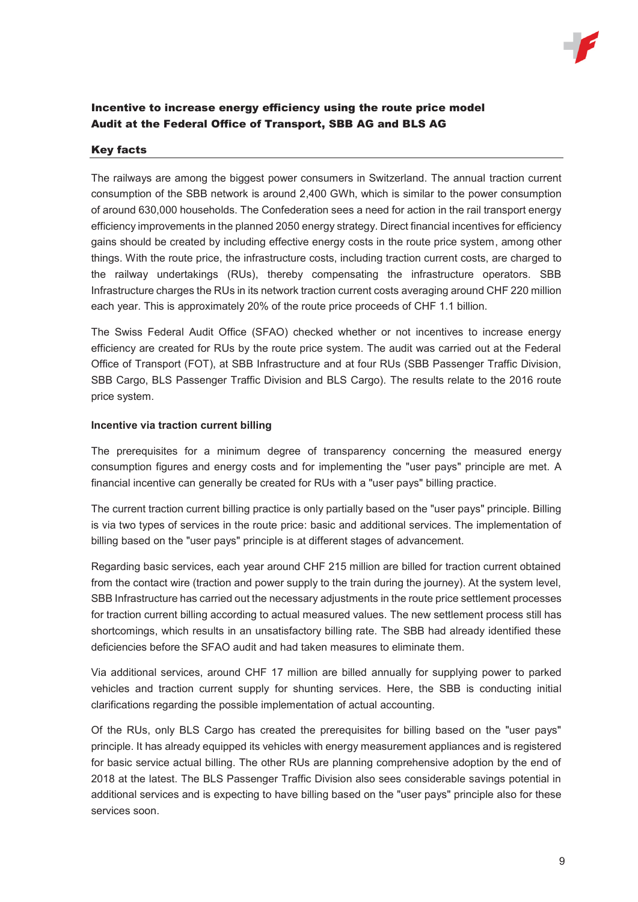**Incentive to increase energy efficiency using the route price model**
**Audit at the Federal Office of Transport, SBB AG and BLS AG**

## Key facts

The railways are among the biggest power consumers in Switzerland. The annual traction current consumption of the SBB network is around 2,400 GWh, which is similar to the power consumption of around 630,000 households. The Confederation sees a need for action in the rail transport energy efficiency improvements in the planned 2050 energy strategy. Direct financial incentives for efficiency gains should be created by including effective energy costs in the route price system, among other things. With the route price, the infrastructure costs, including traction current costs, are charged to the railway undertakings (RUs), thereby compensating the infrastructure operators. SBB Infrastructure charges the RUs in its network traction current costs averaging around CHF 220 million each year. This is approximately 20% of the route price proceeds of CHF 1.1 billion.

The Swiss Federal Audit Office (SFAO) checked whether or not incentives to increase energy efficiency are created for RUs by the route price system. The audit was carried out at the Federal Office of Transport (FOT), at SBB Infrastructure and at four RUs (SBB Passenger Traffic Division, SBB Cargo, BLS Passenger Traffic Division and BLS Cargo). The results relate to the 2016 route price system.

### Incentive via traction current billing

The prerequisites for a minimum degree of transparency concerning the measured energy consumption figures and energy costs and for implementing the "user pays" principle are met. A financial incentive can generally be created for RUs with a "user pays" billing practice.

The current traction current billing practice is only partially based on the "user pays" principle. Billing is via two types of services in the route price: basic and additional services. The implementation of billing based on the "user pays" principle is at different stages of advancement.

Regarding basic services, each year around CHF 215 million are billed for traction current obtained from the contact wire (traction and power supply to the train during the journey). At the system level, SBB Infrastructure has carried out the necessary adjustments in the route price settlement processes for traction current billing according to actual measured values. The new settlement process still has shortcomings, which results in an unsatisfactory billing rate. The SBB had already identified these deficiencies before the SFAO audit and had taken measures to eliminate them.

Via additional services, around CHF 17 million are billed annually for supplying power to parked vehicles and traction current supply for shunting services. Here, the SBB is conducting initial clarifications regarding the possible implementation of actual accounting.

Of the RUs, only BLS Cargo has created the prerequisites for billing based on the "user pays" principle. It has already equipped its vehicles with energy measurement appliances and is registered for basic service actual billing. The other RUs are planning comprehensive adoption by the end of 2018 at the latest. The BLS Passenger Traffic Division also sees considerable savings potential in additional services and is expecting to have billing based on the "user pays" principle also for these services soon.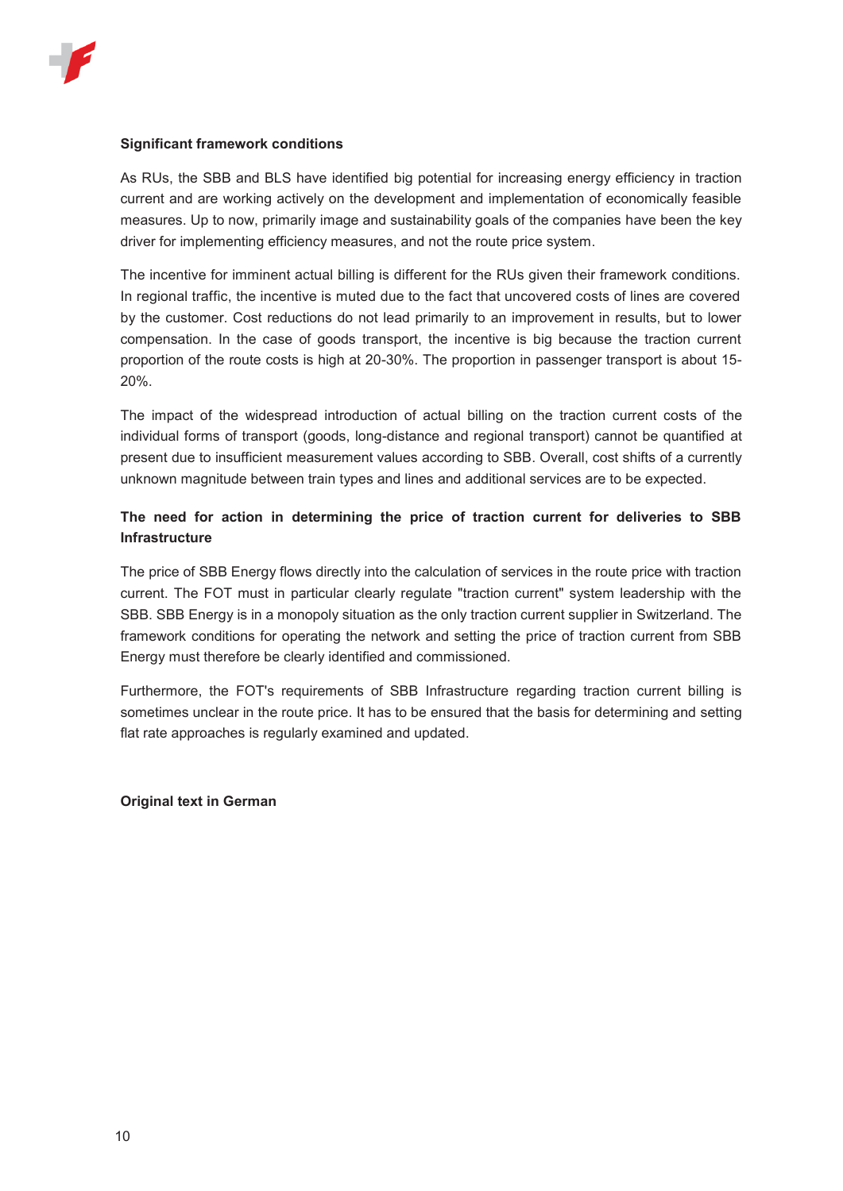**Significant framework conditions**

As RUs, the SBB and BLS have identified big potential for increasing energy efficiency in traction current and are working actively on the development and implementation of economically feasible measures. Up to now, primarily image and sustainability goals of the companies have been the key driver for implementing efficiency measures, and not the route price system.

The incentive for imminent actual billing is different for the RUs given their framework conditions. In regional traffic, the incentive is muted due to the fact that uncovered costs of lines are covered by the customer. Cost reductions do not lead primarily to an improvement in results, but to lower compensation. In the case of goods transport, the incentive is big because the traction current proportion of the route costs is high at 20-30%. The proportion in passenger transport is about 15-20%.

The impact of the widespread introduction of actual billing on the traction current costs of the individual forms of transport (goods, long-distance and regional transport) cannot be quantified at present due to insufficient measurement values according to SBB. Overall, cost shifts of a currently unknown magnitude between train types and lines and additional services are to be expected.

**The need for action in determining the price of traction current for deliveries to SBB Infrastructure**

The price of SBB Energy flows directly into the calculation of services in the route price with traction current. The FOT must in particular clearly regulate "traction current" system leadership with the SBB. SBB Energy is in a monopoly situation as the only traction current supplier in Switzerland. The framework conditions for operating the network and setting the price of traction current from SBB Energy must therefore be clearly identified and commissioned.

Furthermore, the FOT's requirements of SBB Infrastructure regarding traction current billing is sometimes unclear in the route price. It has to be ensured that the basis for determining and setting flat rate approaches is regularly examined and updated.

**Original text in German**